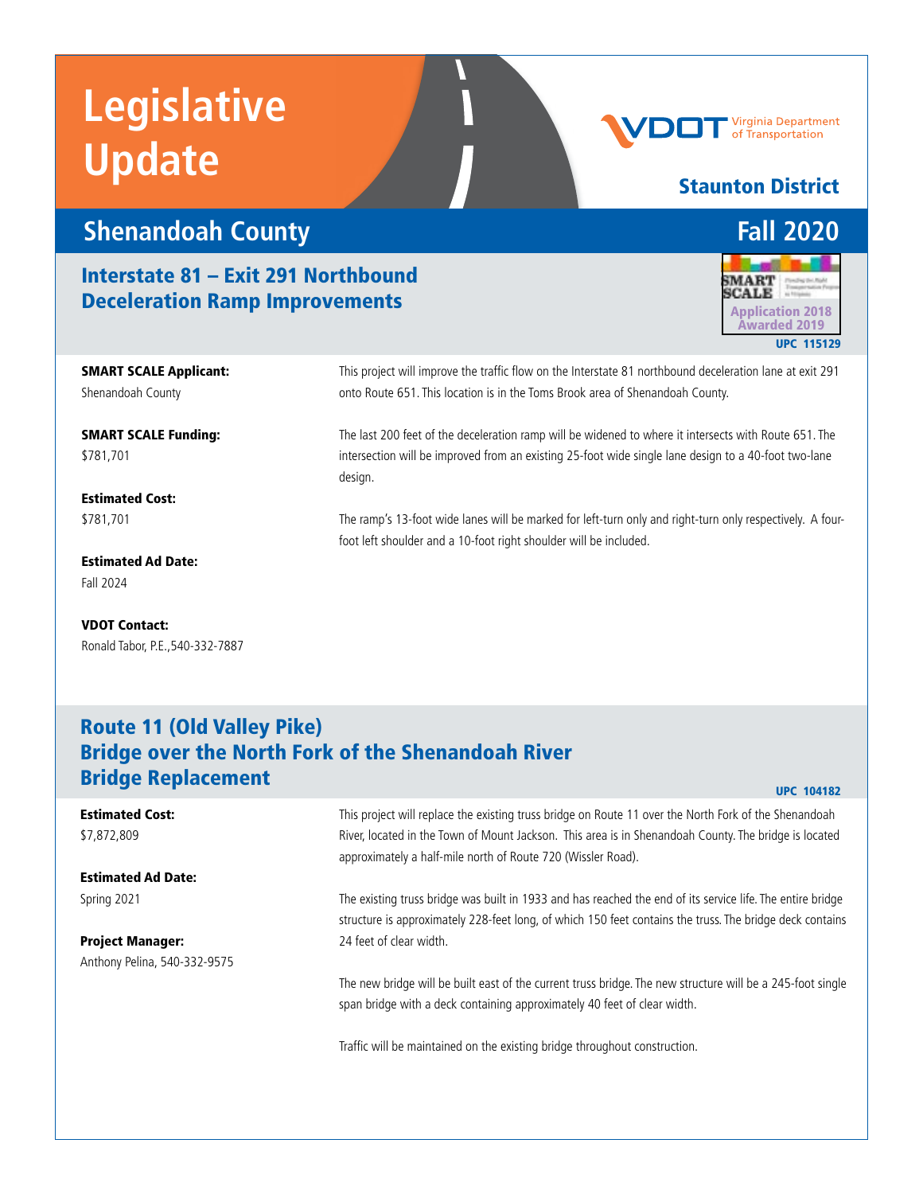# Legislative Update

VDOT Virginia Department of Transportation

**Staunton District**

## Shenandoah County

**Fall 2020**

### Interstate 81 – Exit 291 Northbound Deceleration Ramp Improvements

SMART SCALE Application 2018 Awarded 2019

UPC 115129

**SMART SCALE Applicant:**
Shenandoah County

**SMART SCALE Funding:**
$781,701

**Estimated Cost:**
$781,701

**Estimated Ad Date:**
Fall 2024

**VDOT Contact:**
Ronald Tabor, P.E.,540-332-7887

This project will improve the traffic flow on the Interstate 81 northbound deceleration lane at exit 291 onto Route 651. This location is in the Toms Brook area of Shenandoah County.

The last 200 feet of the deceleration ramp will be widened to where it intersects with Route 651. The intersection will be improved from an existing 25-foot wide single lane design to a 40-foot two-lane design.

The ramp's 13-foot wide lanes will be marked for left-turn only and right-turn only respectively. A four-foot left shoulder and a 10-foot right shoulder will be included.

### Route 11 (Old Valley Pike) Bridge over the North Fork of the Shenandoah River Bridge Replacement

UPC 104182

**Estimated Cost:**
$7,872,809

**Estimated Ad Date:**
Spring 2021

**Project Manager:**
Anthony Pelina, 540-332-9575

This project will replace the existing truss bridge on Route 11 over the North Fork of the Shenandoah River, located in the Town of Mount Jackson. This area is in Shenandoah County. The bridge is located approximately a half-mile north of Route 720 (Wissler Road).

The existing truss bridge was built in 1933 and has reached the end of its service life. The entire bridge structure is approximately 228-feet long, of which 150 feet contains the truss. The bridge deck contains 24 feet of clear width.

The new bridge will be built east of the current truss bridge. The new structure will be a 245-foot single span bridge with a deck containing approximately 40 feet of clear width.

Traffic will be maintained on the existing bridge throughout construction.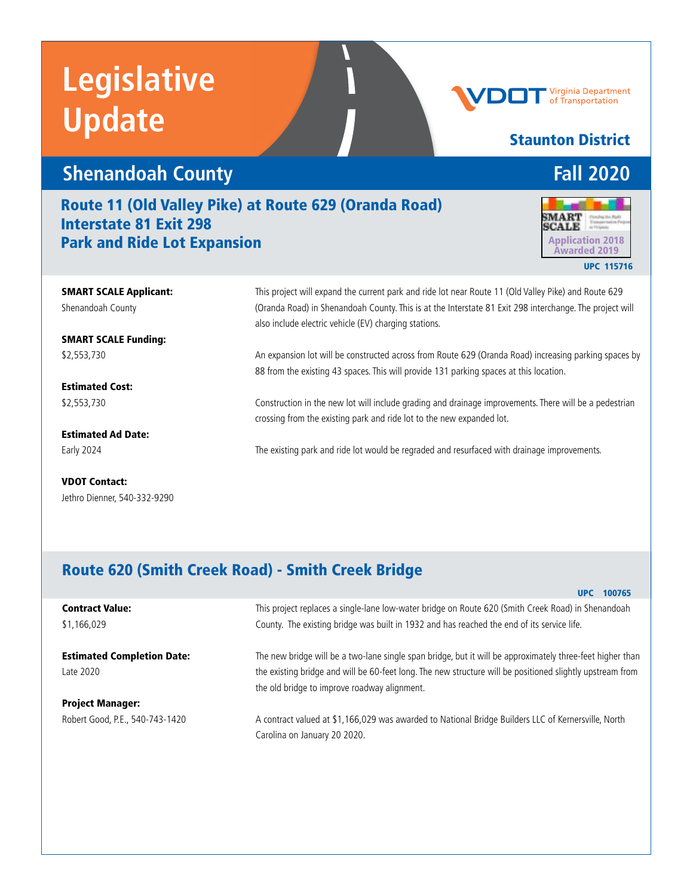# Legislative Update

Virginia Department of Transportation

## Staunton District

## Shenandoah County — Fall 2020

### Route 11 (Old Valley Pike) at Route 629 (Oranda Road)
### Interstate 81 Exit 298
### Park and Ride Lot Expansion

SMART SCALE Application 2018 Awarded 2019

UPC 115716

**SMART SCALE Applicant:**
Shenandoah County

**SMART SCALE Funding:**
$2,553,730

**Estimated Cost:**
$2,553,730

**Estimated Ad Date:**
Early 2024

**VDOT Contact:**
Jethro Dienner, 540-332-9290

This project will expand the current park and ride lot near Route 11 (Old Valley Pike) and Route 629 (Oranda Road) in Shenandoah County. This is at the Interstate 81 Exit 298 interchange. The project will also include electric vehicle (EV) charging stations.

An expansion lot will be constructed across from Route 629 (Oranda Road) increasing parking spaces by 88 from the existing 43 spaces. This will provide 131 parking spaces at this location.

Construction in the new lot will include grading and drainage improvements. There will be a pedestrian crossing from the existing park and ride lot to the new expanded lot.

The existing park and ride lot would be regraded and resurfaced with drainage improvements.

### Route 620 (Smith Creek Road) - Smith Creek Bridge

UPC 100765

**Contract Value:**
$1,166,029

**Estimated Completion Date:**
Late 2020

**Project Manager:**
Robert Good, P.E., 540-743-1420

This project replaces a single-lane low-water bridge on Route 620 (Smith Creek Road) in Shenandoah County. The existing bridge was built in 1932 and has reached the end of its service life.

The new bridge will be a two-lane single span bridge, but it will be approximately three-feet higher than the existing bridge and will be 60-feet long. The new structure will be positioned slightly upstream from the old bridge to improve roadway alignment.

A contract valued at $1,166,029 was awarded to National Bridge Builders LLC of Kernersville, North Carolina on January 20 2020.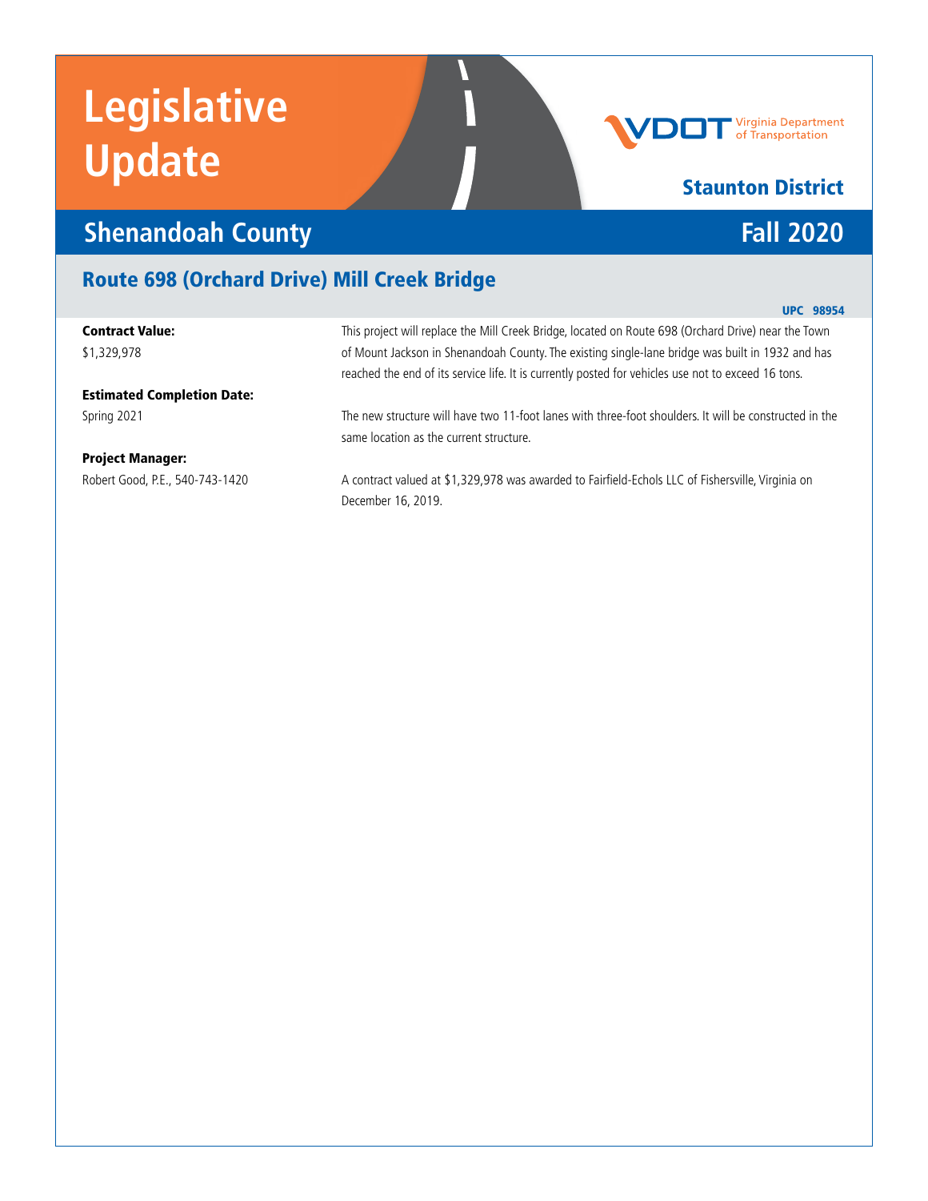# Legislative Update

## Shenandoah County

## Route 698 (Orchard Drive) Mill Creek Bridge

UPC 98954

**Contract Value:**
$1,329,978

**Estimated Completion Date:**
Spring 2021

**Project Manager:**
Robert Good, P.E., 540-743-1420

This project will replace the Mill Creek Bridge, located on Route 698 (Orchard Drive) near the Town of Mount Jackson in Shenandoah County. The existing single-lane bridge was built in 1932 and has reached the end of its service life. It is currently posted for vehicles use not to exceed 16 tons.

The new structure will have two 11-foot lanes with three-foot shoulders. It will be constructed in the same location as the current structure.

A contract valued at $1,329,978 was awarded to Fairfield-Echols LLC of Fishersville, Virginia on December 16, 2019.